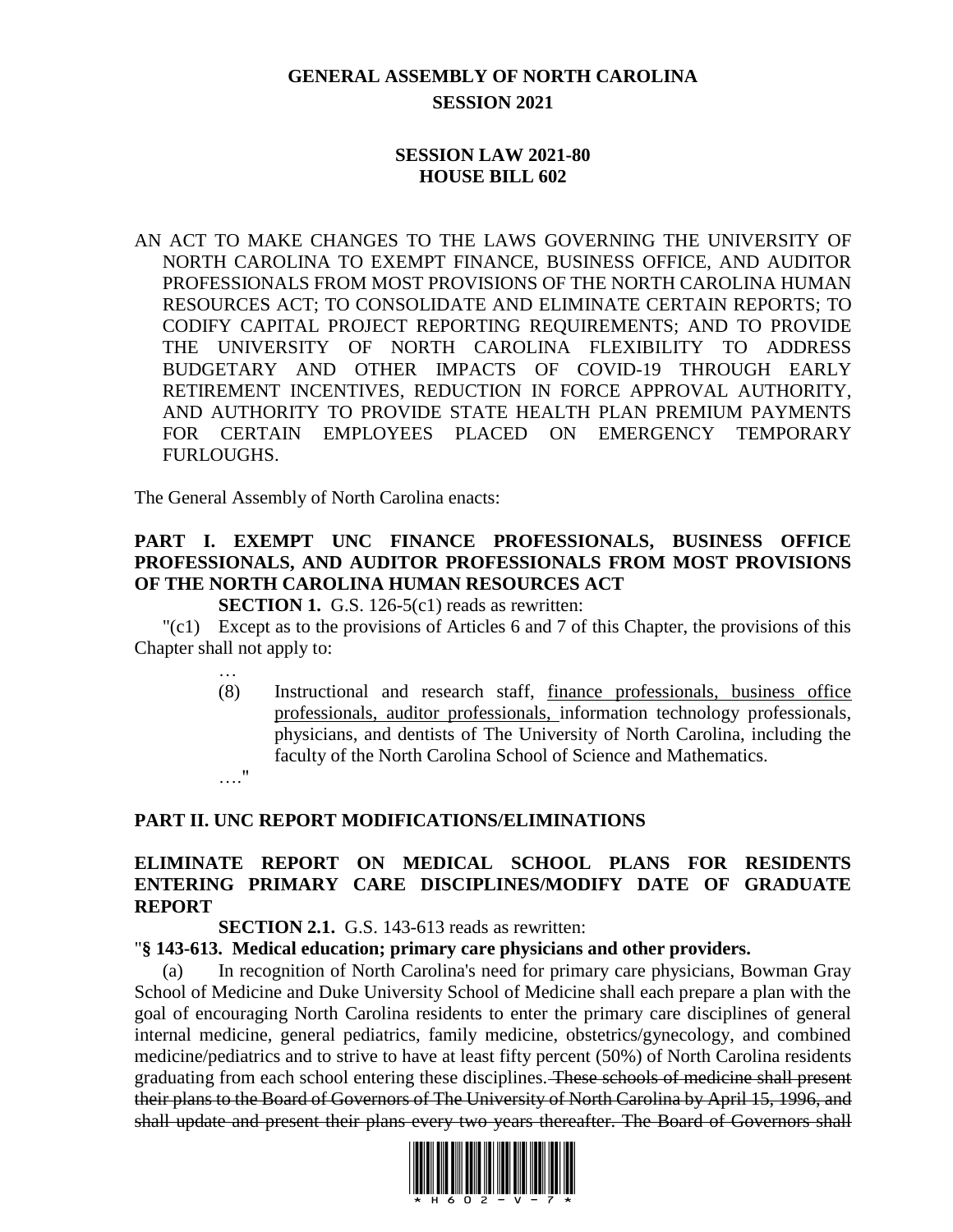# GENERAL ASSEMBLY OF NORTH CAROLINA
## SESSION 2021

## SESSION LAW 2021-80
## HOUSE BILL 602

AN ACT TO MAKE CHANGES TO THE LAWS GOVERNING THE UNIVERSITY OF NORTH CAROLINA TO EXEMPT FINANCE, BUSINESS OFFICE, AND AUDITOR PROFESSIONALS FROM MOST PROVISIONS OF THE NORTH CAROLINA HUMAN RESOURCES ACT; TO CONSOLIDATE AND ELIMINATE CERTAIN REPORTS; TO CODIFY CAPITAL PROJECT REPORTING REQUIREMENTS; AND TO PROVIDE THE UNIVERSITY OF NORTH CAROLINA FLEXIBILITY TO ADDRESS BUDGETARY AND OTHER IMPACTS OF COVID-19 THROUGH EARLY RETIREMENT INCENTIVES, REDUCTION IN FORCE APPROVAL AUTHORITY, AND AUTHORITY TO PROVIDE STATE HEALTH PLAN PREMIUM PAYMENTS FOR CERTAIN EMPLOYEES PLACED ON EMERGENCY TEMPORARY FURLOUGHS.

The General Assembly of North Carolina enacts:

**PART I. EXEMPT UNC FINANCE PROFESSIONALS, BUSINESS OFFICE PROFESSIONALS, AND AUDITOR PROFESSIONALS FROM MOST PROVISIONS OF THE NORTH CAROLINA HUMAN RESOURCES ACT**

**SECTION 1.** G.S. 126-5(c1) reads as rewritten:

"(c1) Except as to the provisions of Articles 6 and 7 of this Chapter, the provisions of this Chapter shall not apply to:

…

(8) Instructional and research staff, <u>finance professionals, business office professionals, auditor professionals,</u> information technology professionals, physicians, and dentists of The University of North Carolina, including the faculty of the North Carolina School of Science and Mathematics.

…."

**PART II. UNC REPORT MODIFICATIONS/ELIMINATIONS**

**ELIMINATE REPORT ON MEDICAL SCHOOL PLANS FOR RESIDENTS ENTERING PRIMARY CARE DISCIPLINES/MODIFY DATE OF GRADUATE REPORT**

**SECTION 2.1.** G.S. 143-613 reads as rewritten:

"**§ 143-613. Medical education; primary care physicians and other providers.**

(a) In recognition of North Carolina's need for primary care physicians, Bowman Gray School of Medicine and Duke University School of Medicine shall each prepare a plan with the goal of encouraging North Carolina residents to enter the primary care disciplines of general internal medicine, general pediatrics, family medicine, obstetrics/gynecology, and combined medicine/pediatrics and to strive to have at least fifty percent (50%) of North Carolina residents graduating from each school entering these disciplines.~~ These schools of medicine shall present their plans to the Board of Governors of The University of North Carolina by April 15, 1996, and shall update and present their plans every two years thereafter. The Board of Governors shall~~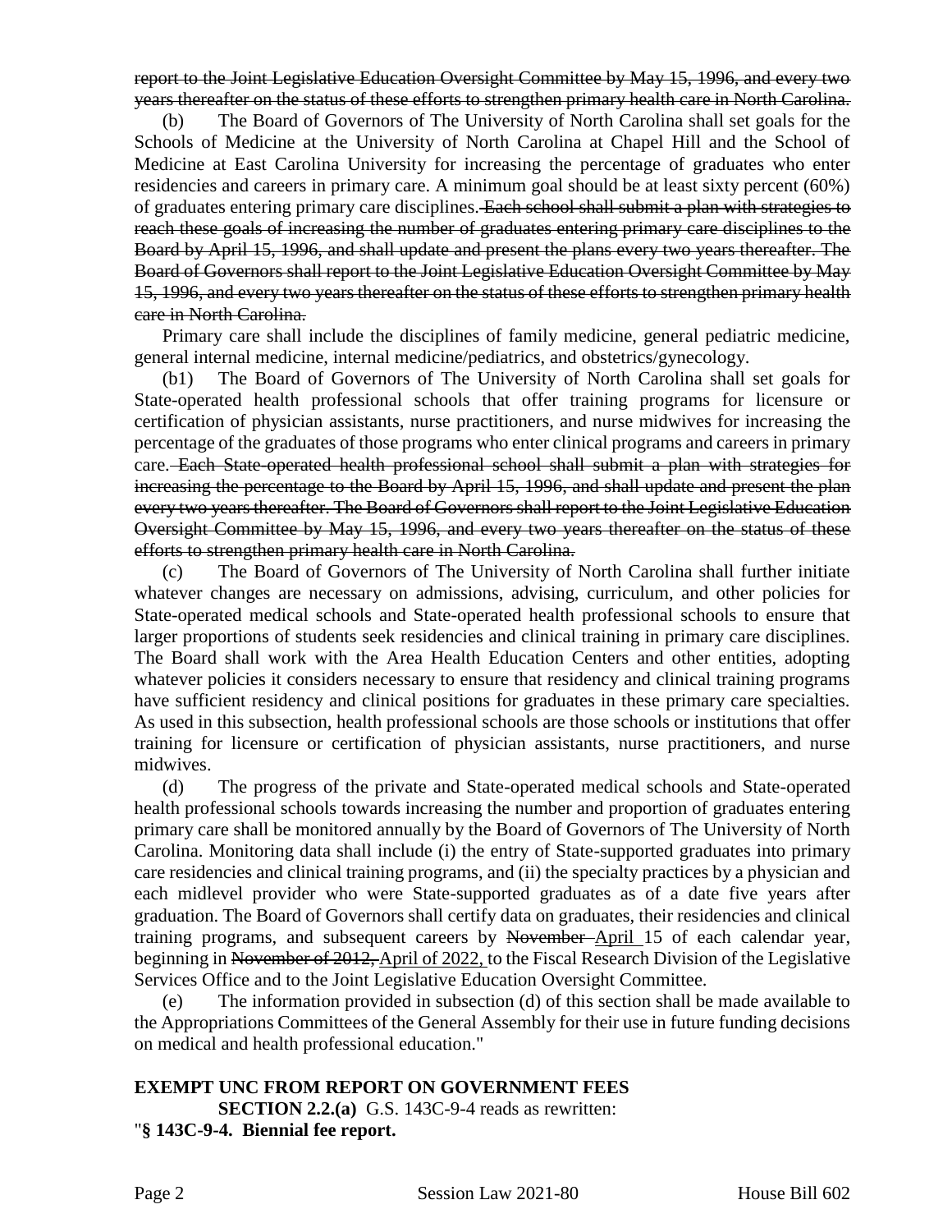~~report to the Joint Legislative Education Oversight Committee by May 15, 1996, and every two years thereafter on the status of these efforts to strengthen primary health care in North Carolina.~~

(b) The Board of Governors of The University of North Carolina shall set goals for the Schools of Medicine at the University of North Carolina at Chapel Hill and the School of Medicine at East Carolina University for increasing the percentage of graduates who enter residencies and careers in primary care. A minimum goal should be at least sixty percent (60%) of graduates entering primary care disciplines. ~~Each school shall submit a plan with strategies to reach these goals of increasing the number of graduates entering primary care disciplines to the Board by April 15, 1996, and shall update and present the plans every two years thereafter. The Board of Governors shall report to the Joint Legislative Education Oversight Committee by May 15, 1996, and every two years thereafter on the status of these efforts to strengthen primary health care in North Carolina.~~

Primary care shall include the disciplines of family medicine, general pediatric medicine, general internal medicine, internal medicine/pediatrics, and obstetrics/gynecology.

(b1) The Board of Governors of The University of North Carolina shall set goals for State-operated health professional schools that offer training programs for licensure or certification of physician assistants, nurse practitioners, and nurse midwives for increasing the percentage of the graduates of those programs who enter clinical programs and careers in primary care. ~~Each State-operated health professional school shall submit a plan with strategies for increasing the percentage to the Board by April 15, 1996, and shall update and present the plan every two years thereafter. The Board of Governors shall report to the Joint Legislative Education Oversight Committee by May 15, 1996, and every two years thereafter on the status of these efforts to strengthen primary health care in North Carolina.~~

(c) The Board of Governors of The University of North Carolina shall further initiate whatever changes are necessary on admissions, advising, curriculum, and other policies for State-operated medical schools and State-operated health professional schools to ensure that larger proportions of students seek residencies and clinical training in primary care disciplines. The Board shall work with the Area Health Education Centers and other entities, adopting whatever policies it considers necessary to ensure that residency and clinical training programs have sufficient residency and clinical positions for graduates in these primary care specialties. As used in this subsection, health professional schools are those schools or institutions that offer training for licensure or certification of physician assistants, nurse practitioners, and nurse midwives.

(d) The progress of the private and State-operated medical schools and State-operated health professional schools towards increasing the number and proportion of graduates entering primary care shall be monitored annually by the Board of Governors of The University of North Carolina. Monitoring data shall include (i) the entry of State-supported graduates into primary care residencies and clinical training programs, and (ii) the specialty practices by a physician and each midlevel provider who were State-supported graduates as of a date five years after graduation. The Board of Governors shall certify data on graduates, their residencies and clinical training programs, and subsequent careers by ~~November~~ <u>April</u> 15 of each calendar year, beginning in ~~November of 2012,~~ <u>April of 2022,</u> to the Fiscal Research Division of the Legislative Services Office and to the Joint Legislative Education Oversight Committee.

(e) The information provided in subsection (d) of this section shall be made available to the Appropriations Committees of the General Assembly for their use in future funding decisions on medical and health professional education."

**EXEMPT UNC FROM REPORT ON GOVERNMENT FEES**

**SECTION 2.2.(a)** G.S. 143C-9-4 reads as rewritten:

"**§ 143C-9-4. Biennial fee report.**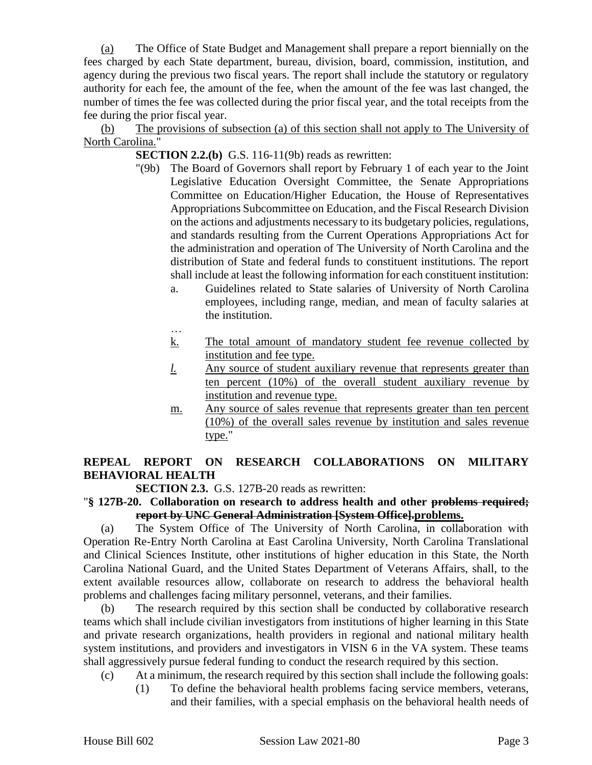(a) The Office of State Budget and Management shall prepare a report biennially on the fees charged by each State department, bureau, division, board, commission, institution, and agency during the previous two fiscal years. The report shall include the statutory or regulatory authority for each fee, the amount of the fee, when the amount of the fee was last changed, the number of times the fee was collected during the prior fiscal year, and the total receipts from the fee during the prior fiscal year.

(b) The provisions of subsection (a) of this section shall not apply to The University of North Carolina."

**SECTION 2.2.(b)** G.S. 116-11(9b) reads as rewritten:

"(9b) The Board of Governors shall report by February 1 of each year to the Joint Legislative Education Oversight Committee, the Senate Appropriations Committee on Education/Higher Education, the House of Representatives Appropriations Subcommittee on Education, and the Fiscal Research Division on the actions and adjustments necessary to its budgetary policies, regulations, and standards resulting from the Current Operations Appropriations Act for the administration and operation of The University of North Carolina and the distribution of State and federal funds to constituent institutions. The report shall include at least the following information for each constituent institution:

a. Guidelines related to State salaries of University of North Carolina employees, including range, median, and mean of faculty salaries at the institution.

…

k. The total amount of mandatory student fee revenue collected by institution and fee type.

*l.* Any source of student auxiliary revenue that represents greater than ten percent (10%) of the overall student auxiliary revenue by institution and revenue type.

m. Any source of sales revenue that represents greater than ten percent (10%) of the overall sales revenue by institution and sales revenue type."

**REPEAL REPORT ON RESEARCH COLLABORATIONS ON MILITARY BEHAVIORAL HEALTH**

**SECTION 2.3.** G.S. 127B-20 reads as rewritten:

"**§ 127B-20. Collaboration on research to address health and other ~~problems required; report by UNC General Administration [System Office].~~problems.**

(a) The System Office of The University of North Carolina, in collaboration with Operation Re-Entry North Carolina at East Carolina University, North Carolina Translational and Clinical Sciences Institute, other institutions of higher education in this State, the North Carolina National Guard, and the United States Department of Veterans Affairs, shall, to the extent available resources allow, collaborate on research to address the behavioral health problems and challenges facing military personnel, veterans, and their families.

(b) The research required by this section shall be conducted by collaborative research teams which shall include civilian investigators from institutions of higher learning in this State and private research organizations, health providers in regional and national military health system institutions, and providers and investigators in VISN 6 in the VA system. These teams shall aggressively pursue federal funding to conduct the research required by this section.

(c) At a minimum, the research required by this section shall include the following goals:

(1) To define the behavioral health problems facing service members, veterans, and their families, with a special emphasis on the behavioral health needs of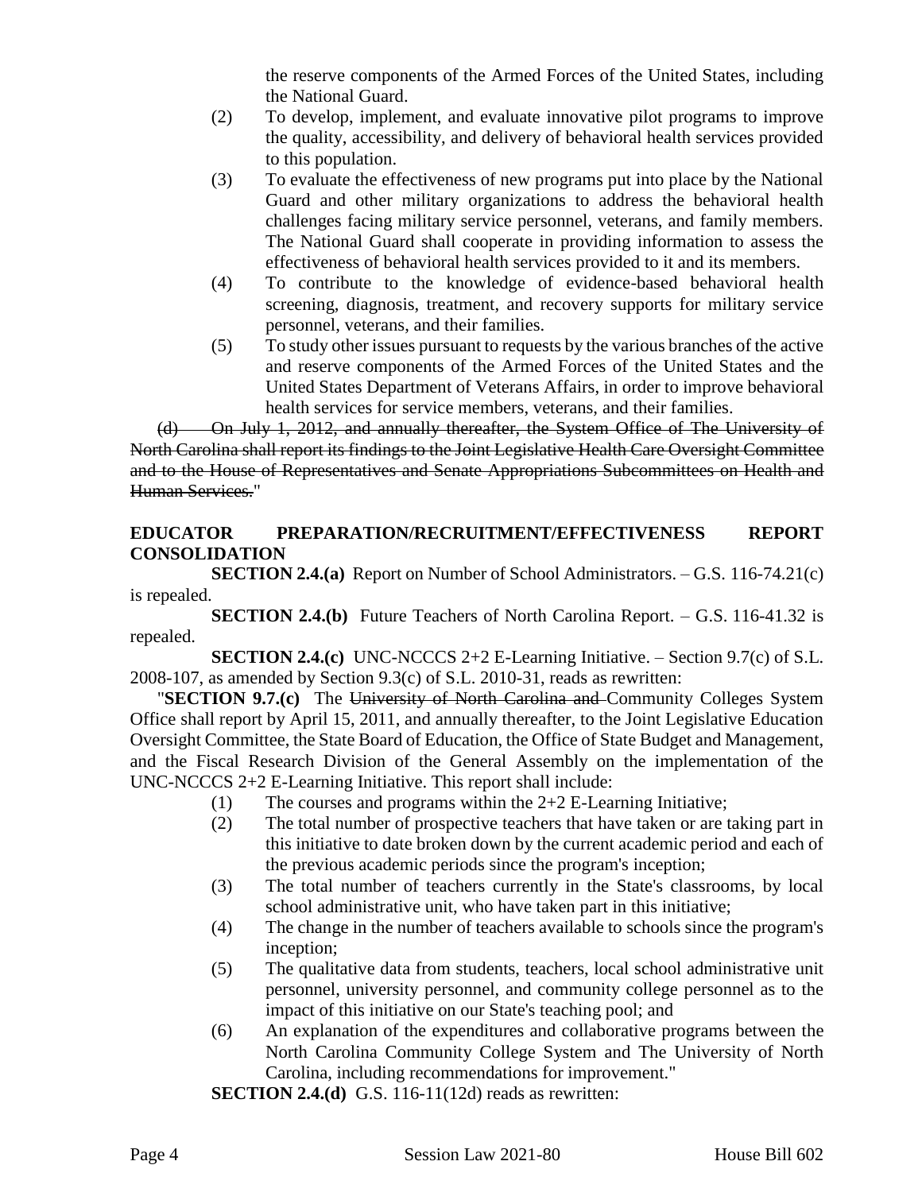the reserve components of the Armed Forces of the United States, including the National Guard.

(2) To develop, implement, and evaluate innovative pilot programs to improve the quality, accessibility, and delivery of behavioral health services provided to this population.

(3) To evaluate the effectiveness of new programs put into place by the National Guard and other military organizations to address the behavioral health challenges facing military service personnel, veterans, and family members. The National Guard shall cooperate in providing information to assess the effectiveness of behavioral health services provided to it and its members.

(4) To contribute to the knowledge of evidence-based behavioral health screening, diagnosis, treatment, and recovery supports for military service personnel, veterans, and their families.

(5) To study other issues pursuant to requests by the various branches of the active and reserve components of the Armed Forces of the United States and the United States Department of Veterans Affairs, in order to improve behavioral health services for service members, veterans, and their families.

~~(d) On July 1, 2012, and annually thereafter, the System Office of The University of North Carolina shall report its findings to the Joint Legislative Health Care Oversight Committee and to the House of Representatives and Senate Appropriations Subcommittees on Health and Human Services.~~"

**EDUCATOR PREPARATION/RECRUITMENT/EFFECTIVENESS REPORT CONSOLIDATION**

**SECTION 2.4.(a)** Report on Number of School Administrators. – G.S. 116-74.21(c) is repealed.

**SECTION 2.4.(b)** Future Teachers of North Carolina Report. – G.S. 116-41.32 is repealed.

**SECTION 2.4.(c)** UNC-NCCCS 2+2 E-Learning Initiative. – Section 9.7(c) of S.L. 2008-107, as amended by Section 9.3(c) of S.L. 2010-31, reads as rewritten:

"**SECTION 9.7.(c)** The ~~University of North Carolina and~~ Community Colleges System Office shall report by April 15, 2011, and annually thereafter, to the Joint Legislative Education Oversight Committee, the State Board of Education, the Office of State Budget and Management, and the Fiscal Research Division of the General Assembly on the implementation of the UNC-NCCCS 2+2 E-Learning Initiative. This report shall include:

(1) The courses and programs within the 2+2 E-Learning Initiative;

(2) The total number of prospective teachers that have taken or are taking part in this initiative to date broken down by the current academic period and each of the previous academic periods since the program's inception;

(3) The total number of teachers currently in the State's classrooms, by local school administrative unit, who have taken part in this initiative;

(4) The change in the number of teachers available to schools since the program's inception;

(5) The qualitative data from students, teachers, local school administrative unit personnel, university personnel, and community college personnel as to the impact of this initiative on our State's teaching pool; and

(6) An explanation of the expenditures and collaborative programs between the North Carolina Community College System and The University of North Carolina, including recommendations for improvement."

**SECTION 2.4.(d)** G.S. 116-11(12d) reads as rewritten: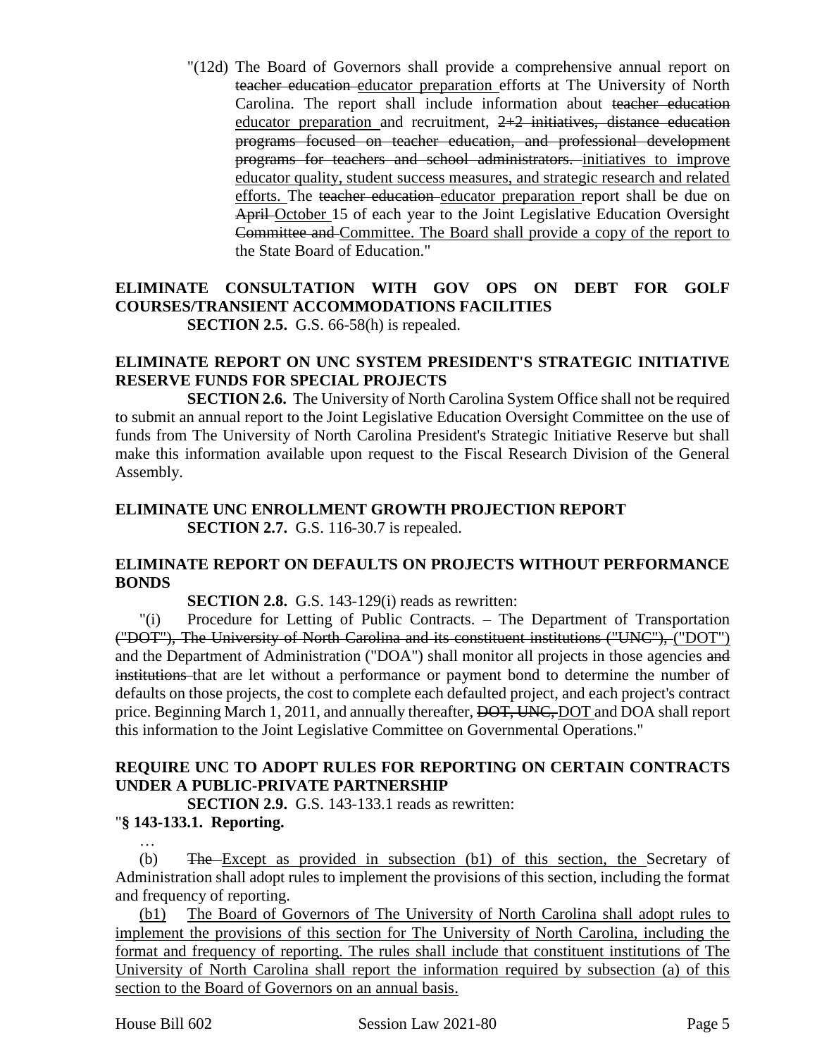"(12d) The Board of Governors shall provide a comprehensive annual report on ~~teacher education~~ educator preparation efforts at The University of North Carolina. The report shall include information about ~~teacher education~~ educator preparation and recruitment, ~~2+2 initiatives, distance education programs focused on teacher education, and professional development programs for teachers and school administrators.~~ initiatives to improve educator quality, student success measures, and strategic research and related efforts. The ~~teacher education~~ educator preparation report shall be due on ~~April~~ October 15 of each year to the Joint Legislative Education Oversight ~~Committee and~~ Committee. The Board shall provide a copy of the report to the State Board of Education."

**ELIMINATE CONSULTATION WITH GOV OPS ON DEBT FOR GOLF COURSES/TRANSIENT ACCOMMODATIONS FACILITIES**

**SECTION 2.5.** G.S. 66-58(h) is repealed.

**ELIMINATE REPORT ON UNC SYSTEM PRESIDENT'S STRATEGIC INITIATIVE RESERVE FUNDS FOR SPECIAL PROJECTS**

**SECTION 2.6.** The University of North Carolina System Office shall not be required to submit an annual report to the Joint Legislative Education Oversight Committee on the use of funds from The University of North Carolina President's Strategic Initiative Reserve but shall make this information available upon request to the Fiscal Research Division of the General Assembly.

**ELIMINATE UNC ENROLLMENT GROWTH PROJECTION REPORT**

**SECTION 2.7.** G.S. 116-30.7 is repealed.

**ELIMINATE REPORT ON DEFAULTS ON PROJECTS WITHOUT PERFORMANCE BONDS**

**SECTION 2.8.** G.S. 143-129(i) reads as rewritten:

"(i) Procedure for Letting of Public Contracts. – The Department of Transportation ~~("DOT"), The University of North Carolina and its constituent institutions ("UNC"),~~ ("DOT") and the Department of Administration ("DOA") shall monitor all projects in those agencies ~~and institutions~~ that are let without a performance or payment bond to determine the number of defaults on those projects, the cost to complete each defaulted project, and each project's contract price. Beginning March 1, 2011, and annually thereafter, ~~DOT, UNC,~~ DOT and DOA shall report this information to the Joint Legislative Committee on Governmental Operations."

**REQUIRE UNC TO ADOPT RULES FOR REPORTING ON CERTAIN CONTRACTS UNDER A PUBLIC-PRIVATE PARTNERSHIP**

**SECTION 2.9.** G.S. 143-133.1 reads as rewritten:

"**§ 143-133.1. Reporting.**

…

(b) ~~The~~ Except as provided in subsection (b1) of this section, the Secretary of Administration shall adopt rules to implement the provisions of this section, including the format and frequency of reporting.

(b1) The Board of Governors of The University of North Carolina shall adopt rules to implement the provisions of this section for The University of North Carolina, including the format and frequency of reporting. The rules shall include that constituent institutions of The University of North Carolina shall report the information required by subsection (a) of this section to the Board of Governors on an annual basis.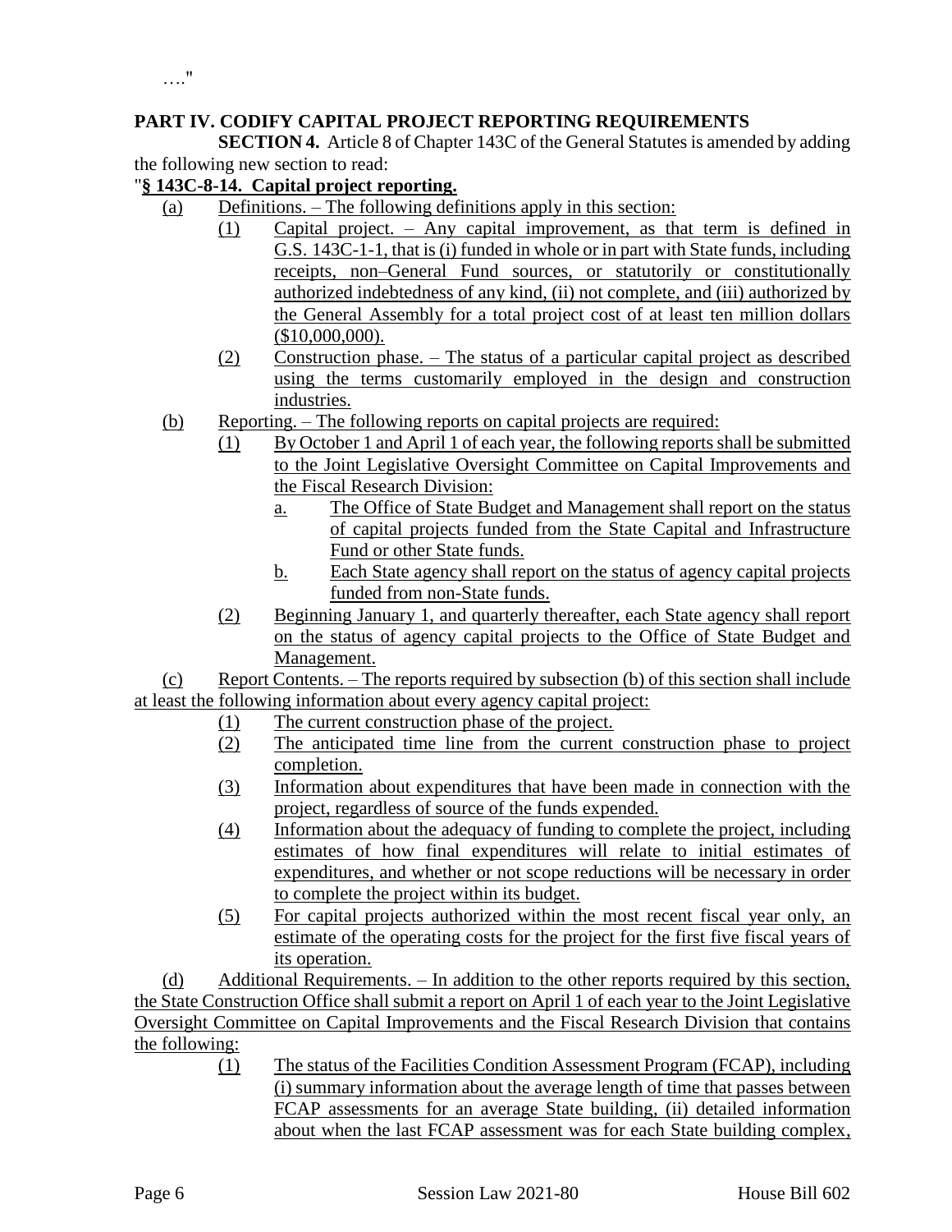…."

**PART IV. CODIFY CAPITAL PROJECT REPORTING REQUIREMENTS**

**SECTION 4.** Article 8 of Chapter 143C of the General Statutes is amended by adding the following new section to read:

"**§ 143C-8-14. Capital project reporting.**

(a) Definitions. – The following definitions apply in this section:

(1) Capital project. – Any capital improvement, as that term is defined in G.S. 143C-1-1, that is (i) funded in whole or in part with State funds, including receipts, non–General Fund sources, or statutorily or constitutionally authorized indebtedness of any kind, (ii) not complete, and (iii) authorized by the General Assembly for a total project cost of at least ten million dollars ($10,000,000).

(2) Construction phase. – The status of a particular capital project as described using the terms customarily employed in the design and construction industries.

(b) Reporting. – The following reports on capital projects are required:

(1) By October 1 and April 1 of each year, the following reports shall be submitted to the Joint Legislative Oversight Committee on Capital Improvements and the Fiscal Research Division:

a. The Office of State Budget and Management shall report on the status of capital projects funded from the State Capital and Infrastructure Fund or other State funds.

b. Each State agency shall report on the status of agency capital projects funded from non-State funds.

(2) Beginning January 1, and quarterly thereafter, each State agency shall report on the status of agency capital projects to the Office of State Budget and Management.

(c) Report Contents. – The reports required by subsection (b) of this section shall include at least the following information about every agency capital project:

(1) The current construction phase of the project.

(2) The anticipated time line from the current construction phase to project completion.

(3) Information about expenditures that have been made in connection with the project, regardless of source of the funds expended.

(4) Information about the adequacy of funding to complete the project, including estimates of how final expenditures will relate to initial estimates of expenditures, and whether or not scope reductions will be necessary in order to complete the project within its budget.

(5) For capital projects authorized within the most recent fiscal year only, an estimate of the operating costs for the project for the first five fiscal years of its operation.

(d) Additional Requirements. – In addition to the other reports required by this section, the State Construction Office shall submit a report on April 1 of each year to the Joint Legislative Oversight Committee on Capital Improvements and the Fiscal Research Division that contains the following:

(1) The status of the Facilities Condition Assessment Program (FCAP), including (i) summary information about the average length of time that passes between FCAP assessments for an average State building, (ii) detailed information about when the last FCAP assessment was for each State building complex,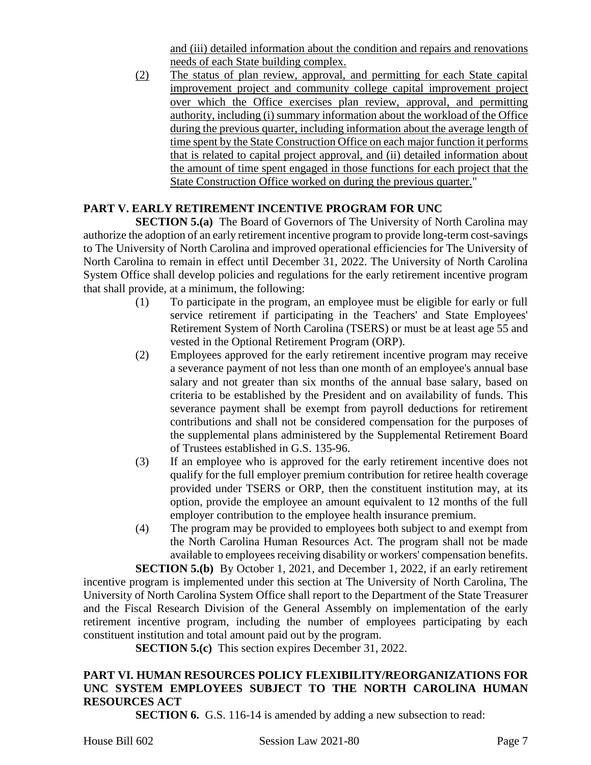and (iii) detailed information about the condition and repairs and renovations needs of each State building complex.

(2) The status of plan review, approval, and permitting for each State capital improvement project and community college capital improvement project over which the Office exercises plan review, approval, and permitting authority, including (i) summary information about the workload of the Office during the previous quarter, including information about the average length of time spent by the State Construction Office on each major function it performs that is related to capital project approval, and (ii) detailed information about the amount of time spent engaged in those functions for each project that the State Construction Office worked on during the previous quarter."

## PART V. EARLY RETIREMENT INCENTIVE PROGRAM FOR UNC

**SECTION 5.(a)** The Board of Governors of The University of North Carolina may authorize the adoption of an early retirement incentive program to provide long-term cost-savings to The University of North Carolina and improved operational efficiencies for The University of North Carolina to remain in effect until December 31, 2022. The University of North Carolina System Office shall develop policies and regulations for the early retirement incentive program that shall provide, at a minimum, the following:

(1) To participate in the program, an employee must be eligible for early or full service retirement if participating in the Teachers' and State Employees' Retirement System of North Carolina (TSERS) or must be at least age 55 and vested in the Optional Retirement Program (ORP).

(2) Employees approved for the early retirement incentive program may receive a severance payment of not less than one month of an employee's annual base salary and not greater than six months of the annual base salary, based on criteria to be established by the President and on availability of funds. This severance payment shall be exempt from payroll deductions for retirement contributions and shall not be considered compensation for the purposes of the supplemental plans administered by the Supplemental Retirement Board of Trustees established in G.S. 135-96.

(3) If an employee who is approved for the early retirement incentive does not qualify for the full employer premium contribution for retiree health coverage provided under TSERS or ORP, then the constituent institution may, at its option, provide the employee an amount equivalent to 12 months of the full employer contribution to the employee health insurance premium.

(4) The program may be provided to employees both subject to and exempt from the North Carolina Human Resources Act. The program shall not be made available to employees receiving disability or workers' compensation benefits.

**SECTION 5.(b)** By October 1, 2021, and December 1, 2022, if an early retirement incentive program is implemented under this section at The University of North Carolina, The University of North Carolina System Office shall report to the Department of the State Treasurer and the Fiscal Research Division of the General Assembly on implementation of the early retirement incentive program, including the number of employees participating by each constituent institution and total amount paid out by the program.

**SECTION 5.(c)** This section expires December 31, 2022.

## PART VI. HUMAN RESOURCES POLICY FLEXIBILITY/REORGANIZATIONS FOR UNC SYSTEM EMPLOYEES SUBJECT TO THE NORTH CAROLINA HUMAN RESOURCES ACT

**SECTION 6.** G.S. 116-14 is amended by adding a new subsection to read: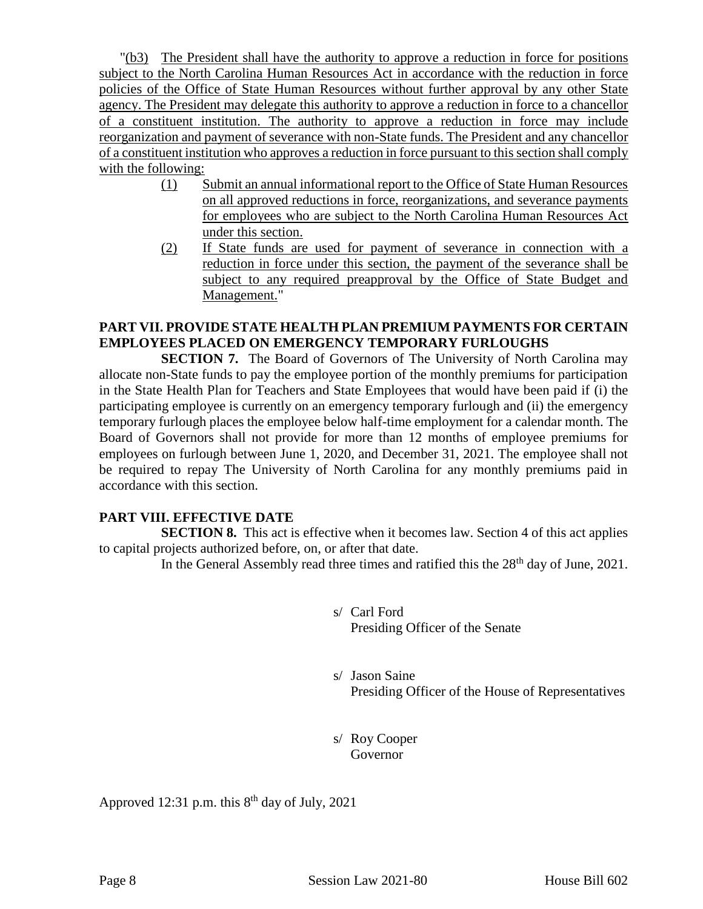"(b3) The President shall have the authority to approve a reduction in force for positions subject to the North Carolina Human Resources Act in accordance with the reduction in force policies of the Office of State Human Resources without further approval by any other State agency. The President may delegate this authority to approve a reduction in force to a chancellor of a constituent institution. The authority to approve a reduction in force may include reorganization and payment of severance with non-State funds. The President and any chancellor of a constituent institution who approves a reduction in force pursuant to this section shall comply with the following:

(1) Submit an annual informational report to the Office of State Human Resources on all approved reductions in force, reorganizations, and severance payments for employees who are subject to the North Carolina Human Resources Act under this section.

(2) If State funds are used for payment of severance in connection with a reduction in force under this section, the payment of the severance shall be subject to any required preapproval by the Office of State Budget and Management."

**PART VII. PROVIDE STATE HEALTH PLAN PREMIUM PAYMENTS FOR CERTAIN EMPLOYEES PLACED ON EMERGENCY TEMPORARY FURLOUGHS**

**SECTION 7.** The Board of Governors of The University of North Carolina may allocate non-State funds to pay the employee portion of the monthly premiums for participation in the State Health Plan for Teachers and State Employees that would have been paid if (i) the participating employee is currently on an emergency temporary furlough and (ii) the emergency temporary furlough places the employee below half-time employment for a calendar month. The Board of Governors shall not provide for more than 12 months of employee premiums for employees on furlough between June 1, 2020, and December 31, 2021. The employee shall not be required to repay The University of North Carolina for any monthly premiums paid in accordance with this section.

**PART VIII. EFFECTIVE DATE**

**SECTION 8.** This act is effective when it becomes law. Section 4 of this act applies to capital projects authorized before, on, or after that date.

In the General Assembly read three times and ratified this the 28th day of June, 2021.

s/ Carl Ford
Presiding Officer of the Senate

s/ Jason Saine
Presiding Officer of the House of Representatives

s/ Roy Cooper
Governor

Approved 12:31 p.m. this 8th day of July, 2021